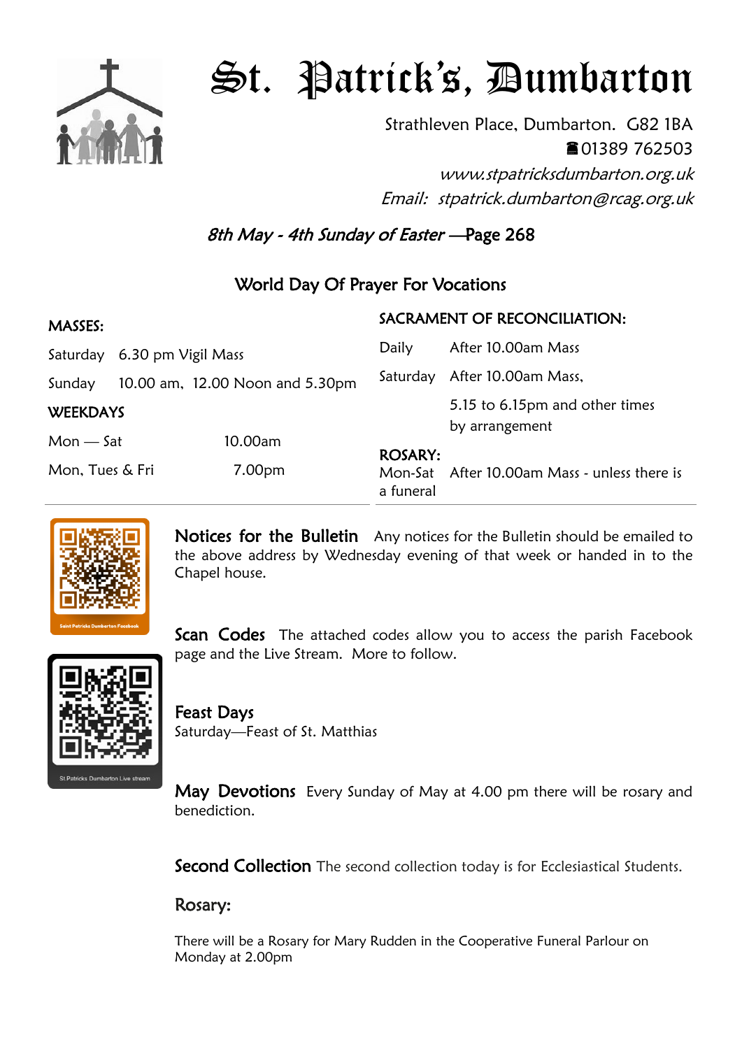# St. Patrick's, Dumbarton

Strathleven Place, Dumbarton. G82 1BA

☎01389 762503

*www.stpatricksdumbarton.org.uk*

*Email: stpatrick.dumbarton@rcag.org.uk*

*8th May - 4th Sunday of Easter* —Page 268

## World Day Of Prayer For Vocations

**MASSES:**

| | |
|---|---|
| Saturday | 6.30 pm Vigil Mass |
| Sunday | 10.00 am, 12.00 Noon and 5.30pm |

**WEEKDAYS**

| | |
|---|---|
| Mon — Sat | 10.00am |
| Mon, Tues & Fri | 7.00pm |

**SACRAMENT OF RECONCILIATION:**

| | |
|---|---|
| Daily | After 10.00am Mass |
| Saturday | After 10.00am Mass, 5.15 to 6.15pm and other times by arrangement |

**ROSARY:**

Mon-Sat After 10.00am Mass - unless there is a funeral

Saint Patricks Dumbarton Facebook

St.Patricks Dumbarton Live stream

**Notices for the Bulletin** Any notices for the Bulletin should be emailed to the above address by Wednesday evening of that week or handed in to the Chapel house.

**Scan Codes** The attached codes allow you to access the parish Facebook page and the Live Stream. More to follow.

**Feast Days**

Saturday—Feast of St. Matthias

**May Devotions** Every Sunday of May at 4.00 pm there will be rosary and benediction.

**Second Collection** The second collection today is for Ecclesiastical Students.

**Rosary:**

There will be a Rosary for Mary Rudden in the Cooperative Funeral Parlour on Monday at 2.00pm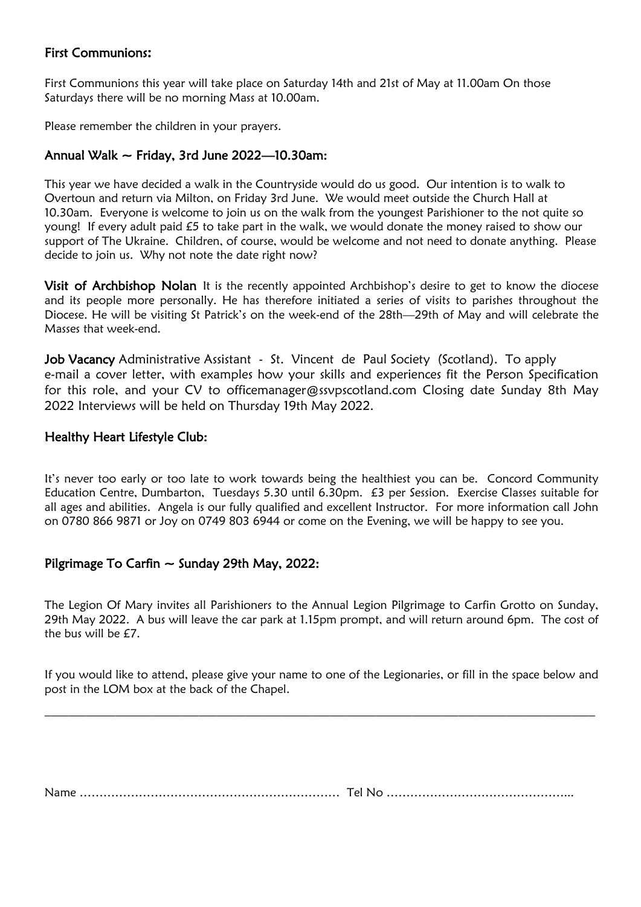### First Communions:

First Communions this year will take place on Saturday 14th and 21st of May at 11.00am On those Saturdays there will be no morning Mass at 10.00am.

Please remember the children in your prayers.

### Annual Walk ~ Friday, 3rd June 2022—10.30am:

This year we have decided a walk in the Countryside would do us good. Our intention is to walk to Overtoun and return via Milton, on Friday 3rd June. We would meet outside the Church Hall at 10.30am. Everyone is welcome to join us on the walk from the youngest Parishioner to the not quite so young! If every adult paid £5 to take part in the walk, we would donate the money raised to show our support of The Ukraine. Children, of course, would be welcome and not need to donate anything. Please decide to join us. Why not note the date right now?

**Visit of Archbishop Nolan** It is the recently appointed Archbishop's desire to get to know the diocese and its people more personally. He has therefore initiated a series of visits to parishes throughout the Diocese. He will be visiting St Patrick's on the week-end of the 28th—29th of May and will celebrate the Masses that week-end.

**Job Vacancy** Administrative Assistant - St. Vincent de Paul Society (Scotland). To apply e-mail a cover letter, with examples how your skills and experiences fit the Person Specification for this role, and your CV to officemanager@ssvpscotland.com Closing date Sunday 8th May 2022 Interviews will be held on Thursday 19th May 2022.

### Healthy Heart Lifestyle Club:

It's never too early or too late to work towards being the healthiest you can be. Concord Community Education Centre, Dumbarton, Tuesdays 5.30 until 6.30pm. £3 per Session. Exercise Classes suitable for all ages and abilities. Angela is our fully qualified and excellent Instructor. For more information call John on 0780 866 9871 or Joy on 0749 803 6944 or come on the Evening, we will be happy to see you.

### Pilgrimage To Carfin ~ Sunday 29th May, 2022:

The Legion Of Mary invites all Parishioners to the Annual Legion Pilgrimage to Carfin Grotto on Sunday, 29th May 2022. A bus will leave the car park at 1.15pm prompt, and will return around 6pm. The cost of the bus will be £7.

If you would like to attend, please give your name to one of the Legionaries, or fill in the space below and post in the LOM box at the back of the Chapel.

---

Name ………………………………………………………… Tel No ………………………………………...